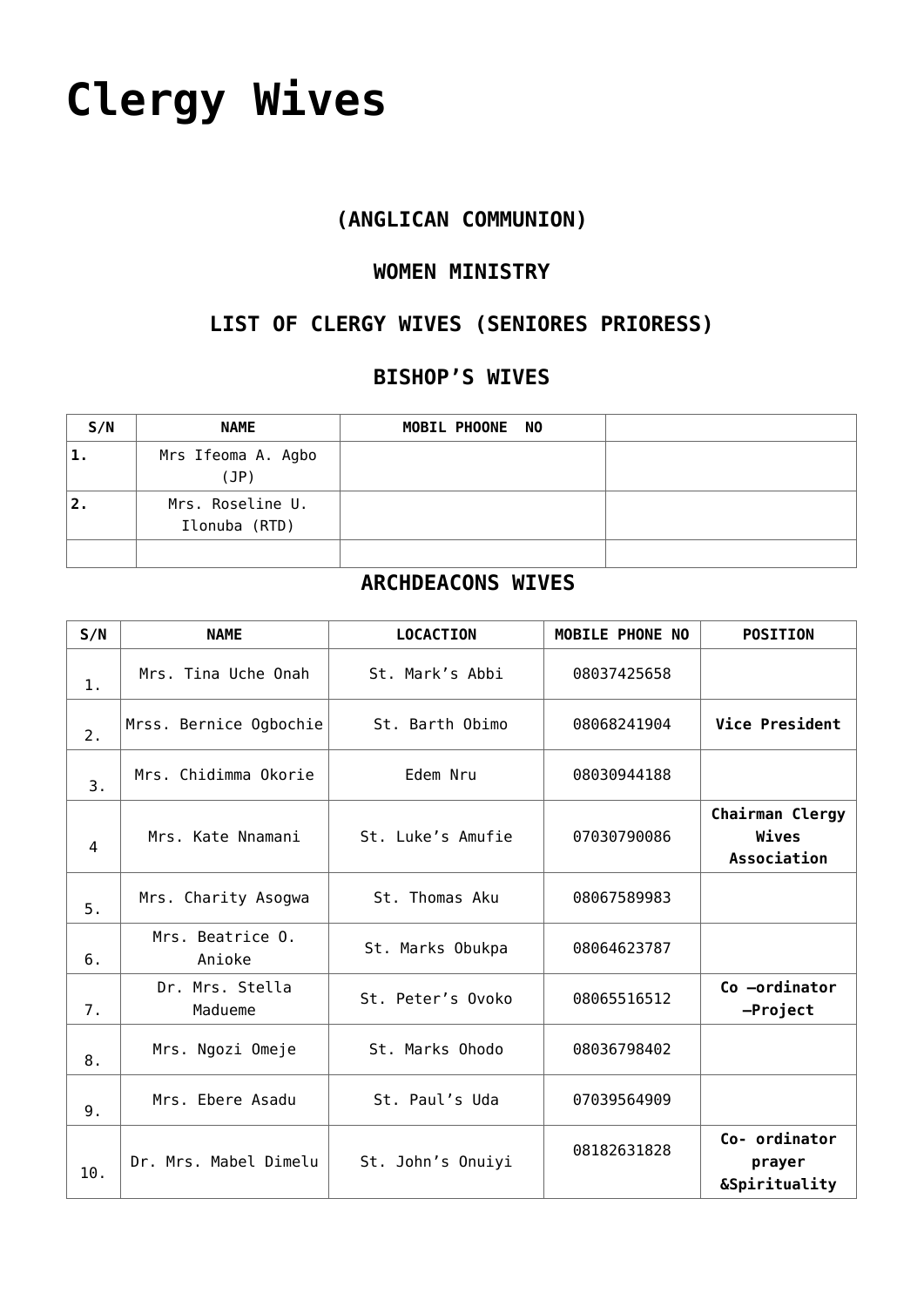# Clergy Wives

### (ANGLICAN COMMUNION)

### WOMEN MINISTRY

### LIST OF CLERGY WIVES (SENIORES PRIORESS)

### BISHOP'S WIVES

| S/N | NAME | MOBIL PHOONE NO | |
|---|---|---|---|
| **1.** | Mrs Ifeoma A. Agbo (JP) | | |
| **2.** | Mrs. Roseline U. Ilonuba (RTD) | | |
| | | | |

### ARCHDEACONS WIVES

| S/N | NAME | LOCACTION | MOBILE PHONE NO | POSITION |
|---|---|---|---|---|
| 1. | Mrs. Tina Uche Onah | St. Mark's Abbi | 08037425658 | |
| 2. | Mrss. Bernice Ogbochie | St. Barth Obimo | 08068241904 | **Vice President** |
| 3. | Mrs. Chidimma Okorie | Edem Nru | 08030944188 | |
| 4 | Mrs. Kate Nnamani | St. Luke's Amufie | 07030790086 | **Chairman Clergy Wives Association** |
| 5. | Mrs. Charity Asogwa | St. Thomas Aku | 08067589983 | |
| 6. | Mrs. Beatrice O. Anioke | St. Marks Obukpa | 08064623787 | |
| 7. | Dr. Mrs. Stella Madueme | St. Peter's Ovoko | 08065516512 | **Co –ordinator –Project** |
| 8. | Mrs. Ngozi Omeje | St. Marks Ohodo | 08036798402 | |
| 9. | Mrs. Ebere Asadu | St. Paul's Uda | 07039564909 | |
| 10. | Dr. Mrs. Mabel Dimelu | St. John's Onuiyi | 08182631828 | **Co- ordinator prayer &Spirituality** |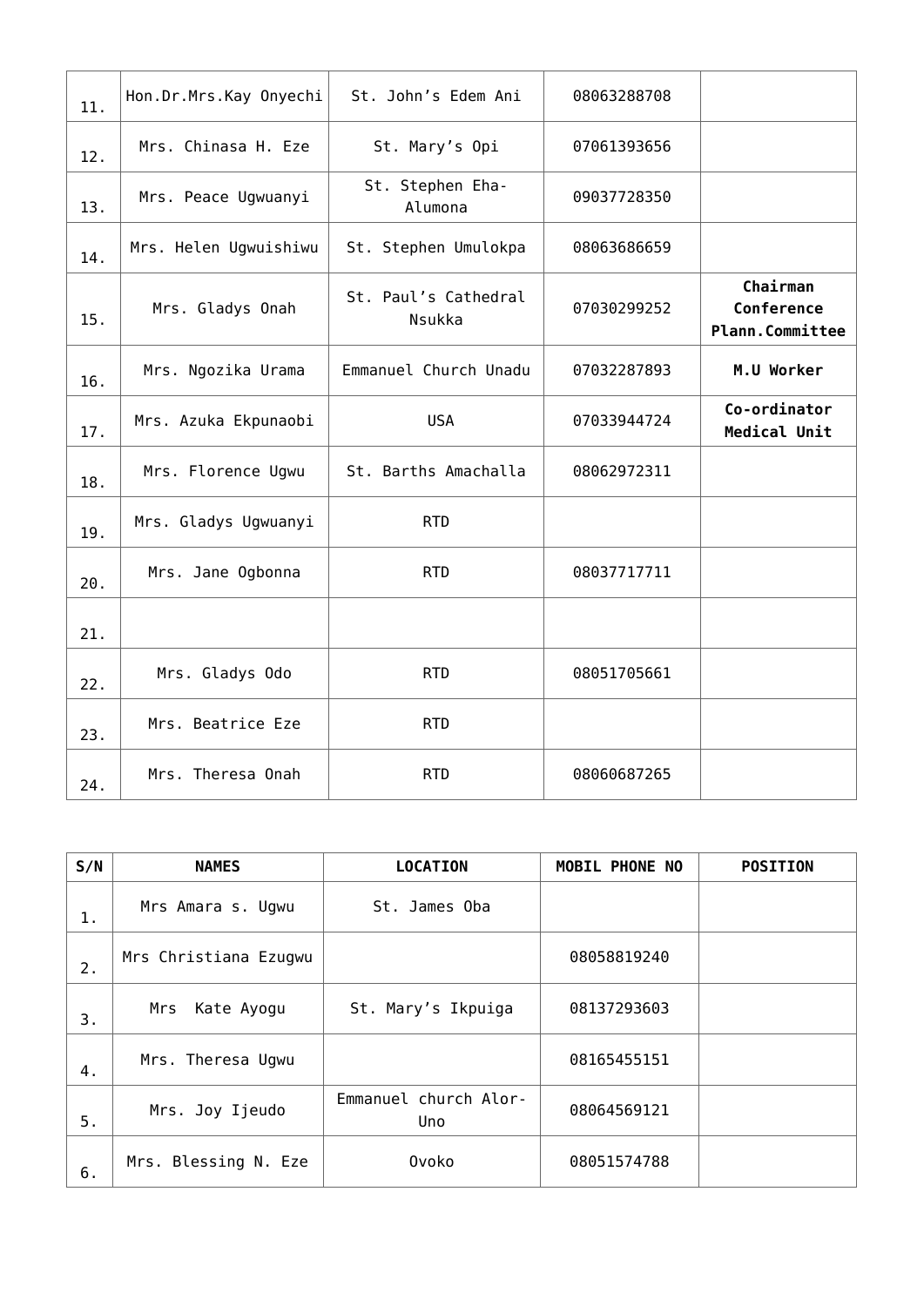| | | | | |
|---|---|---|---|---|
| 11. | Hon.Dr.Mrs.Kay Onyechi | St. John's Edem Ani | 08063288708 | |
| 12. | Mrs. Chinasa H. Eze | St. Mary's Opi | 07061393656 | |
| 13. | Mrs. Peace Ugwuanyi | St. Stephen Eha-Alumona | 09037728350 | |
| 14. | Mrs. Helen Ugwuishiwu | St. Stephen Umulokpa | 08063686659 | |
| 15. | Mrs. Gladys Onah | St. Paul's Cathedral Nsukka | 07030299252 | **Chairman Conference Plann.Committee** |
| 16. | Mrs. Ngozika Urama | Emmanuel Church Unadu | 07032287893 | **M.U Worker** |
| 17. | Mrs. Azuka Ekpunaobi | USA | 07033944724 | **Co-ordinator Medical Unit** |
| 18. | Mrs. Florence Ugwu | St. Barths Amachalla | 08062972311 | |
| 19. | Mrs. Gladys Ugwuanyi | RTD | | |
| 20. | Mrs. Jane Ogbonna | RTD | 08037717711 | |
| 21. | | | | |
| 22. | Mrs. Gladys Odo | RTD | 08051705661 | |
| 23. | Mrs. Beatrice Eze | RTD | | |
| 24. | Mrs. Theresa Onah | RTD | 08060687265 | |

| S/N | NAMES | LOCATION | MOBIL PHONE NO | POSITION |
|---|---|---|---|---|
| 1. | Mrs Amara s. Ugwu | St. James Oba | | |
| 2. | Mrs Christiana Ezugwu | | 08058819240 | |
| 3. | Mrs Kate Ayogu | St. Mary's Ikpuiga | 08137293603 | |
| 4. | Mrs. Theresa Ugwu | | 08165455151 | |
| 5. | Mrs. Joy Ijeudo | Emmanuel church Alor-Uno | 08064569121 | |
| 6. | Mrs. Blessing N. Eze | Ovoko | 08051574788 | |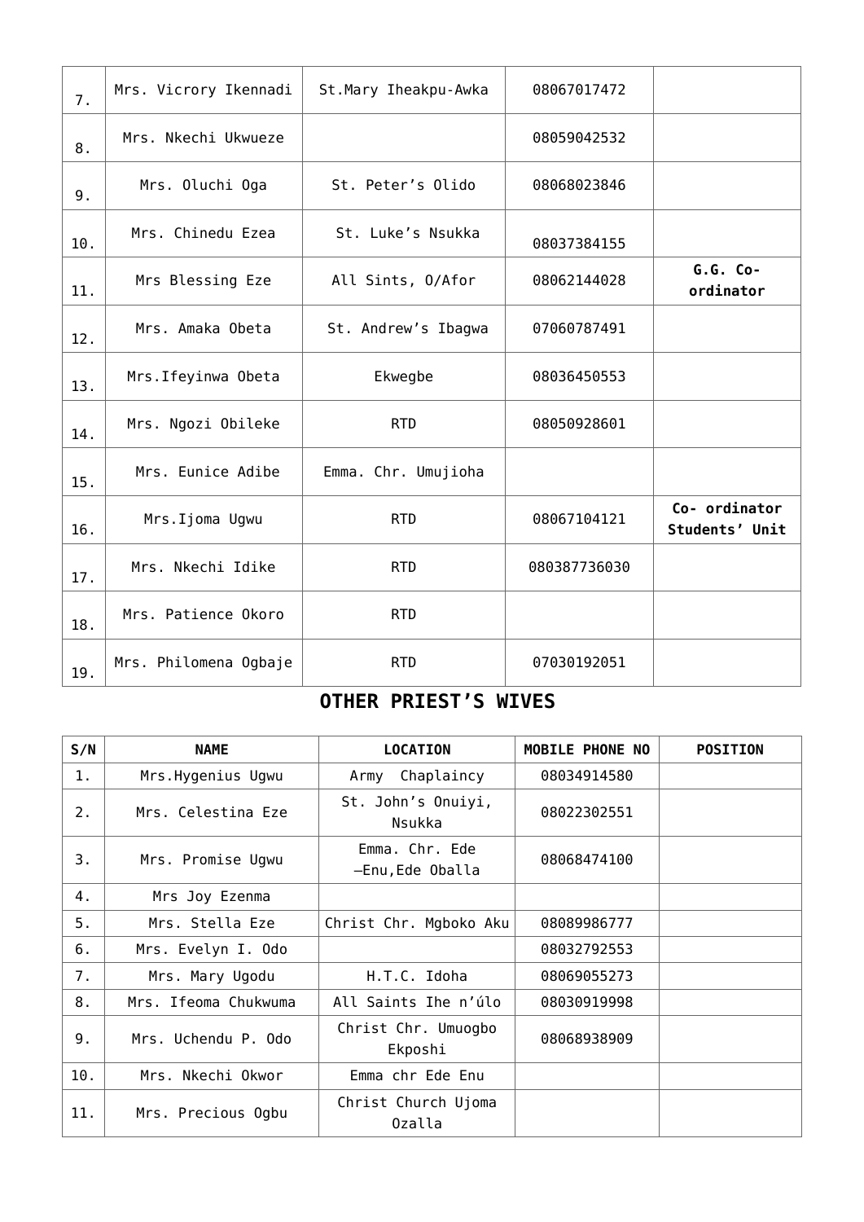| | | | | |
|---|---|---|---|---|
| 7. | Mrs. Vicrory Ikennadi | St.Mary Iheakpu-Awka | 08067017472 | |
| 8. | Mrs. Nkechi Ukwueze | | 08059042532 | |
| 9. | Mrs. Oluchi Oga | St. Peter's Olido | 08068023846 | |
| 10. | Mrs. Chinedu Ezea | St. Luke's Nsukka | 08037384155 | |
| 11. | Mrs Blessing Eze | All Sints, O/Afor | 08062144028 | **G.G. Co-ordinator** |
| 12. | Mrs. Amaka Obeta | St. Andrew's Ibagwa | 07060787491 | |
| 13. | Mrs.Ifeyinwa Obeta | Ekwegbe | 08036450553 | |
| 14. | Mrs. Ngozi Obileke | RTD | 08050928601 | |
| 15. | Mrs. Eunice Adibe | Emma. Chr. Umujioha | | |
| 16. | Mrs.Ijoma Ugwu | RTD | 08067104121 | **Co- ordinator Students' Unit** |
| 17. | Mrs. Nkechi Idike | RTD | 080387736030 | |
| 18. | Mrs. Patience Okoro | RTD | | |
| 19. | Mrs. Philomena Ogbaje | RTD | 07030192051 | |

## OTHER PRIEST'S WIVES

| S/N | NAME | LOCATION | MOBILE PHONE NO | POSITION |
|---|---|---|---|---|
| 1. | Mrs.Hygenius Ugwu | Army Chaplaincy | 08034914580 | |
| 2. | Mrs. Celestina Eze | St. John's Onuiyi, Nsukka | 08022302551 | |
| 3. | Mrs. Promise Ugwu | Emma. Chr. Ede –Enu,Ede Oballa | 08068474100 | |
| 4. | Mrs Joy Ezenma | | | |
| 5. | Mrs. Stella Eze | Christ Chr. Mgboko Aku | 08089986777 | |
| 6. | Mrs. Evelyn I. Odo | | 08032792553 | |
| 7. | Mrs. Mary Ugodu | H.T.C. Idoha | 08069055273 | |
| 8. | Mrs. Ifeoma Chukwuma | All Saints Ihe n'úlo | 08030919998 | |
| 9. | Mrs. Uchendu P. Odo | Christ Chr. Umuogbo Ekposhi | 08068938909 | |
| 10. | Mrs. Nkechi Okwor | Emma chr Ede Enu | | |
| 11. | Mrs. Precious Ogbu | Christ Church Ujoma Ozalla | | |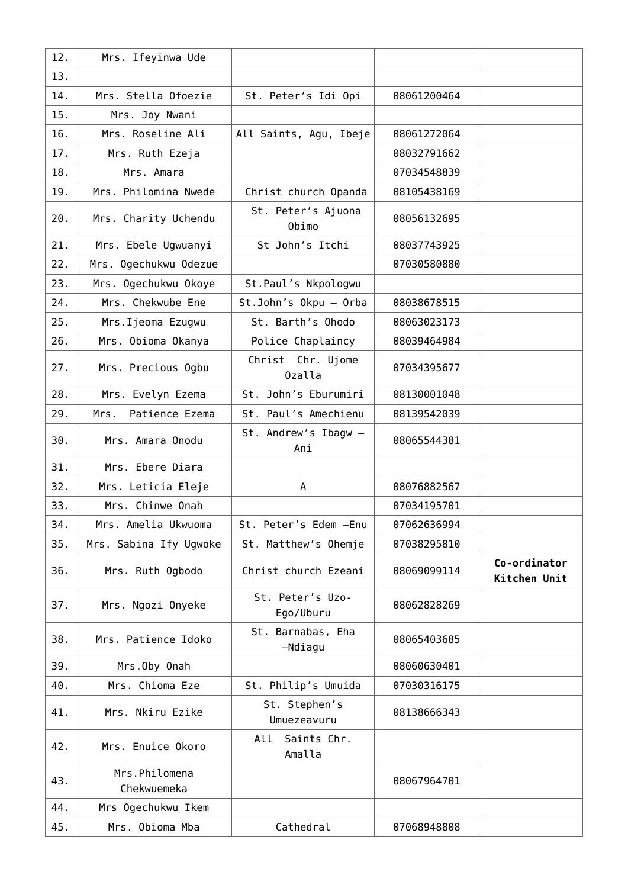| 12. | Mrs. Ifeyinwa Ude | | | |
|---|---|---|---|---|
| 13. | | | | |
| 14. | Mrs. Stella Ofoezie | St. Peter's Idi Opi | 08061200464 | |
| 15. | Mrs. Joy Nwani | | | |
| 16. | Mrs. Roseline Ali | All Saints, Agu, Ibeje | 08061272064 | |
| 17. | Mrs. Ruth Ezeja | | 08032791662 | |
| 18. | Mrs. Amara | | 07034548839 | |
| 19. | Mrs. Philomina Nwede | Christ church Opanda | 08105438169 | |
| 20. | Mrs. Charity Uchendu | St. Peter's Ajuona Obimo | 08056132695 | |
| 21. | Mrs. Ebele Ugwuanyi | St John's Itchi | 08037743925 | |
| 22. | Mrs. Ogechukwu Odezue | | 07030580880 | |
| 23. | Mrs. Ogechukwu Okoye | St.Paul's Nkpologwu | | |
| 24. | Mrs. Chekwube Ene | St.John's Okpu – Orba | 08038678515 | |
| 25. | Mrs.Ijeoma Ezugwu | St. Barth's Ohodo | 08063023173 | |
| 26. | Mrs. Obioma Okanya | Police Chaplaincy | 08039464984 | |
| 27. | Mrs. Precious Ogbu | Christ Chr. Ujome Ozalla | 07034395677 | |
| 28. | Mrs. Evelyn Ezema | St. John's Eburumiri | 08130001048 | |
| 29. | Mrs. Patience Ezema | St. Paul's Amechienu | 08139542039 | |
| 30. | Mrs. Amara Onodu | St. Andrew's Ibagw – Ani | 08065544381 | |
| 31. | Mrs. Ebere Diara | | | |
| 32. | Mrs. Leticia Eleje | A | 08076882567 | |
| 33. | Mrs. Chinwe Onah | | 07034195701 | |
| 34. | Mrs. Amelia Ukwuoma | St. Peter's Edem –Enu | 07062636994 | |
| 35. | Mrs. Sabina Ify Ugwoke | St. Matthew's Ohemje | 07038295810 | |
| 36. | Mrs. Ruth Ogbodo | Christ church Ezeani | 08069099114 | **Co-ordinator Kitchen Unit** |
| 37. | Mrs. Ngozi Onyeke | St. Peter's Uzo-Ego/Uburu | 08062828269 | |
| 38. | Mrs. Patience Idoko | St. Barnabas, Eha –Ndiagu | 08065403685 | |
| 39. | Mrs.Oby Onah | | 08060630401 | |
| 40. | Mrs. Chioma Eze | St. Philip's Umuida | 07030316175 | |
| 41. | Mrs. Nkiru Ezike | St. Stephen's Umuezeavuru | 08138666343 | |
| 42. | Mrs. Enuice Okoro | All Saints Chr. Amalla | | |
| 43. | Mrs.Philomena Chekwuemeka | | 08067964701 | |
| 44. | Mrs Ogechukwu Ikem | | | |
| 45. | Mrs. Obioma Mba | Cathedral | 07068948808 | |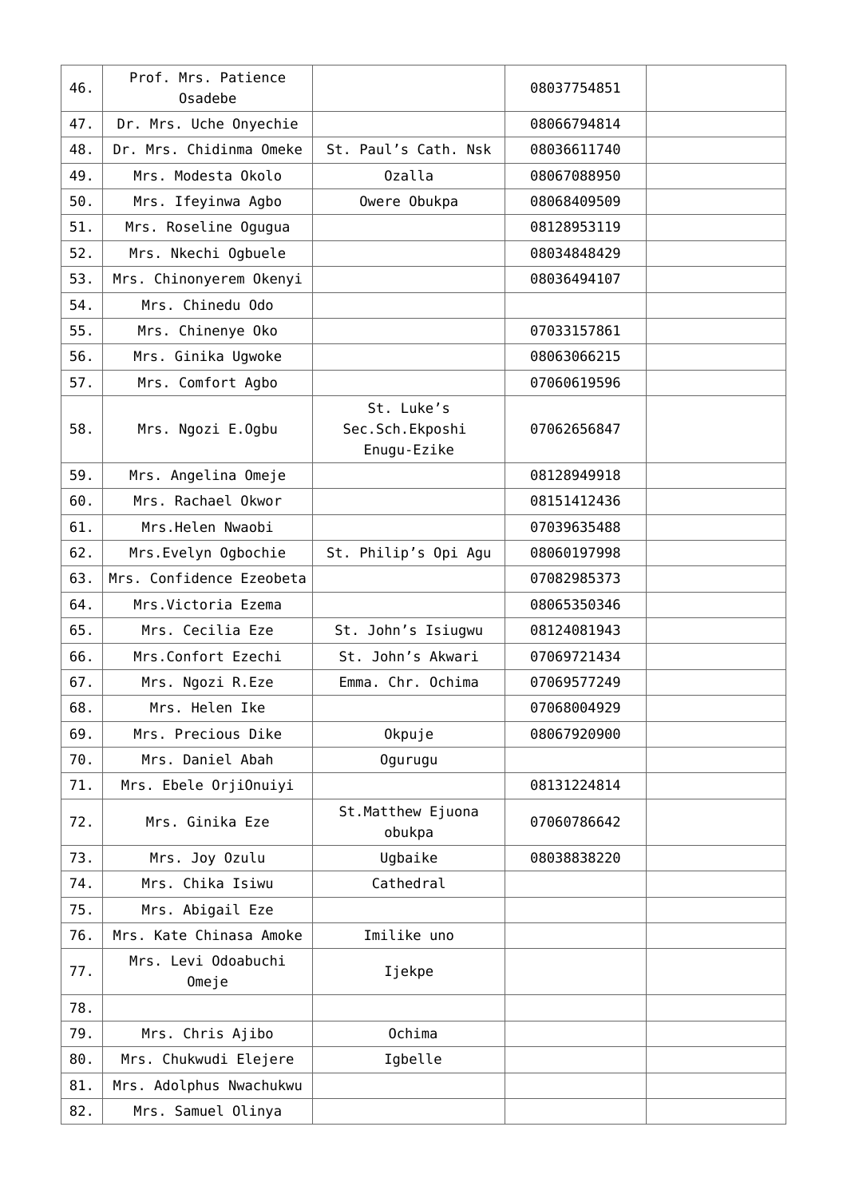| 46. | Prof. Mrs. Patience Osadebe | | 08037754851 | |
|---|---|---|---|---|
| 47. | Dr. Mrs. Uche Onyechie | | 08066794814 | |
| 48. | Dr. Mrs. Chidinma Omeke | St. Paul's Cath. Nsk | 08036611740 | |
| 49. | Mrs. Modesta Okolo | Ozalla | 08067088950 | |
| 50. | Mrs. Ifeyinwa Agbo | Owere Obukpa | 08068409509 | |
| 51. | Mrs. Roseline Ogugua | | 08128953119 | |
| 52. | Mrs. Nkechi Ogbuele | | 08034848429 | |
| 53. | Mrs. Chinonyerem Okenyi | | 08036494107 | |
| 54. | Mrs. Chinedu Odo | | | |
| 55. | Mrs. Chinenye Oko | | 07033157861 | |
| 56. | Mrs. Ginika Ugwoke | | 08063066215 | |
| 57. | Mrs. Comfort Agbo | | 07060619596 | |
| 58. | Mrs. Ngozi E.Ogbu | St. Luke's Sec.Sch.Ekposhi Enugu-Ezike | 07062656847 | |
| 59. | Mrs. Angelina Omeje | | 08128949918 | |
| 60. | Mrs. Rachael Okwor | | 08151412436 | |
| 61. | Mrs.Helen Nwaobi | | 07039635488 | |
| 62. | Mrs.Evelyn Ogbochie | St. Philip's Opi Agu | 08060197998 | |
| 63. | Mrs. Confidence Ezeobeta | | 07082985373 | |
| 64. | Mrs.Victoria Ezema | | 08065350346 | |
| 65. | Mrs. Cecilia Eze | St. John's Isiugwu | 08124081943 | |
| 66. | Mrs.Confort Ezechi | St. John's Akwari | 07069721434 | |
| 67. | Mrs. Ngozi R.Eze | Emma. Chr. Ochima | 07069577249 | |
| 68. | Mrs. Helen Ike | | 07068004929 | |
| 69. | Mrs. Precious Dike | Okpuje | 08067920900 | |
| 70. | Mrs. Daniel Abah | Ogurugu | | |
| 71. | Mrs. Ebele OrjiOnuiyi | | 08131224814 | |
| 72. | Mrs. Ginika Eze | St.Matthew Ejuona obukpa | 07060786642 | |
| 73. | Mrs. Joy Ozulu | Ugbaike | 08038838220 | |
| 74. | Mrs. Chika Isiwu | Cathedral | | |
| 75. | Mrs. Abigail Eze | | | |
| 76. | Mrs. Kate Chinasa Amoke | Imilike uno | | |
| 77. | Mrs. Levi Odoabuchi Omeje | Ijekpe | | |
| 78. | | | | |
| 79. | Mrs. Chris Ajibo | Ochima | | |
| 80. | Mrs. Chukwudi Elejere | Igbelle | | |
| 81. | Mrs. Adolphus Nwachukwu | | | |
| 82. | Mrs. Samuel Olinya | | | |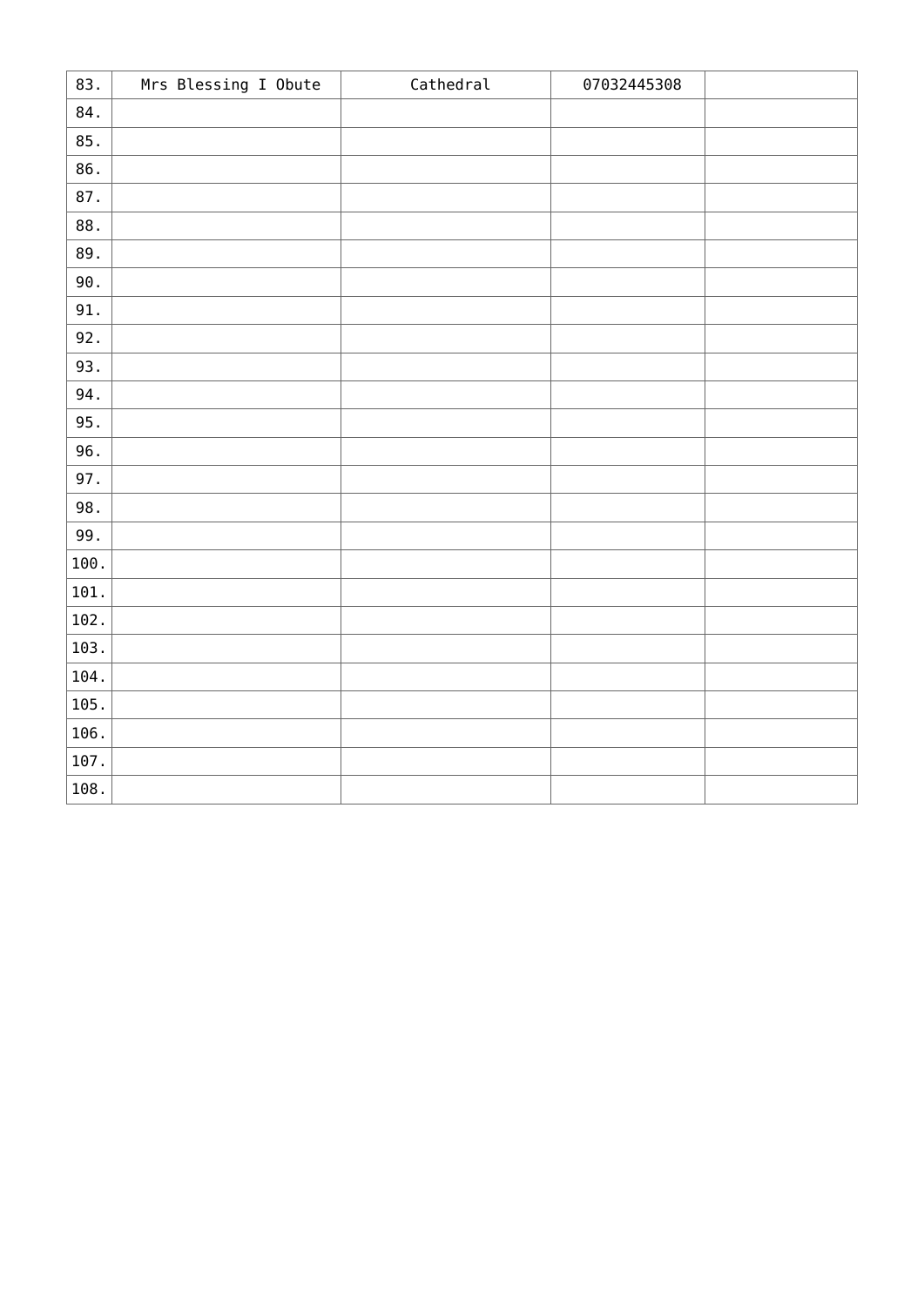| | | | | |
|---|---|---|---|---|
| 83. | Mrs Blessing I Obute | Cathedral | 07032445308 | |
| 84. | | | | |
| 85. | | | | |
| 86. | | | | |
| 87. | | | | |
| 88. | | | | |
| 89. | | | | |
| 90. | | | | |
| 91. | | | | |
| 92. | | | | |
| 93. | | | | |
| 94. | | | | |
| 95. | | | | |
| 96. | | | | |
| 97. | | | | |
| 98. | | | | |
| 99. | | | | |
| 100. | | | | |
| 101. | | | | |
| 102. | | | | |
| 103. | | | | |
| 104. | | | | |
| 105. | | | | |
| 106. | | | | |
| 107. | | | | |
| 108. | | | | |